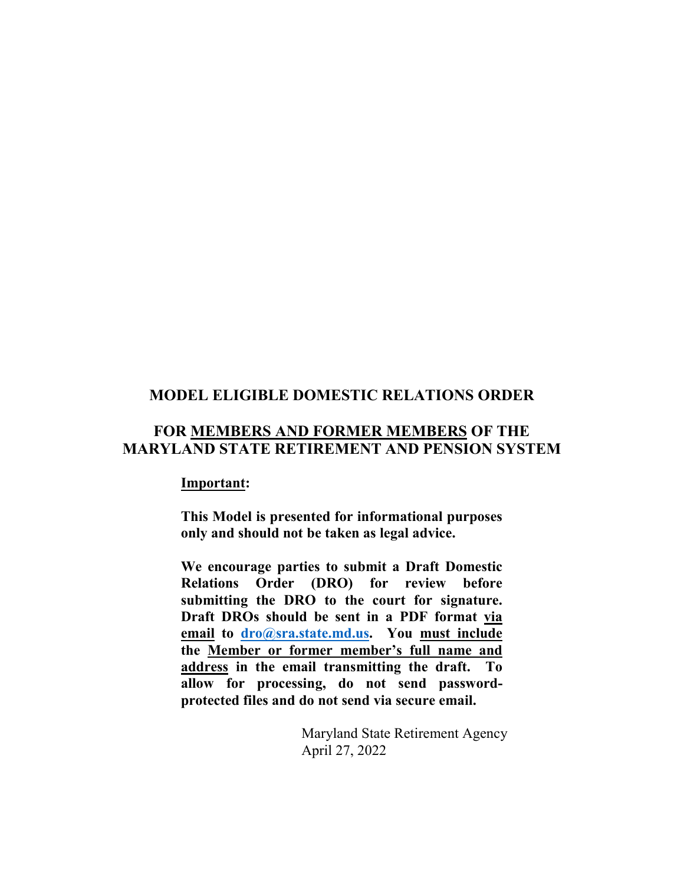# MODEL ELIGIBLE DOMESTIC RELATIONS ORDER

## FOR <u>MEMBERS AND FORMER MEMBERS</u> OF THE MARYLAND STATE RETIREMENT AND PENSION SYSTEM

**<u>Important</u>:**

**This Model is presented for informational purposes only and should not be taken as legal advice.**

**We encourage parties to submit a Draft Domestic Relations Order (DRO) for review before submitting the DRO to the court for signature. Draft DROs should be sent in a PDF format <u>via email</u> to <u>dro@sra.state.md.us</u>. You <u>must include</u> the <u>Member or former member's full name and address</u> in the email transmitting the draft. To allow for processing, do not send password-protected files and do not send via secure email.**

Maryland State Retirement Agency
April 27, 2022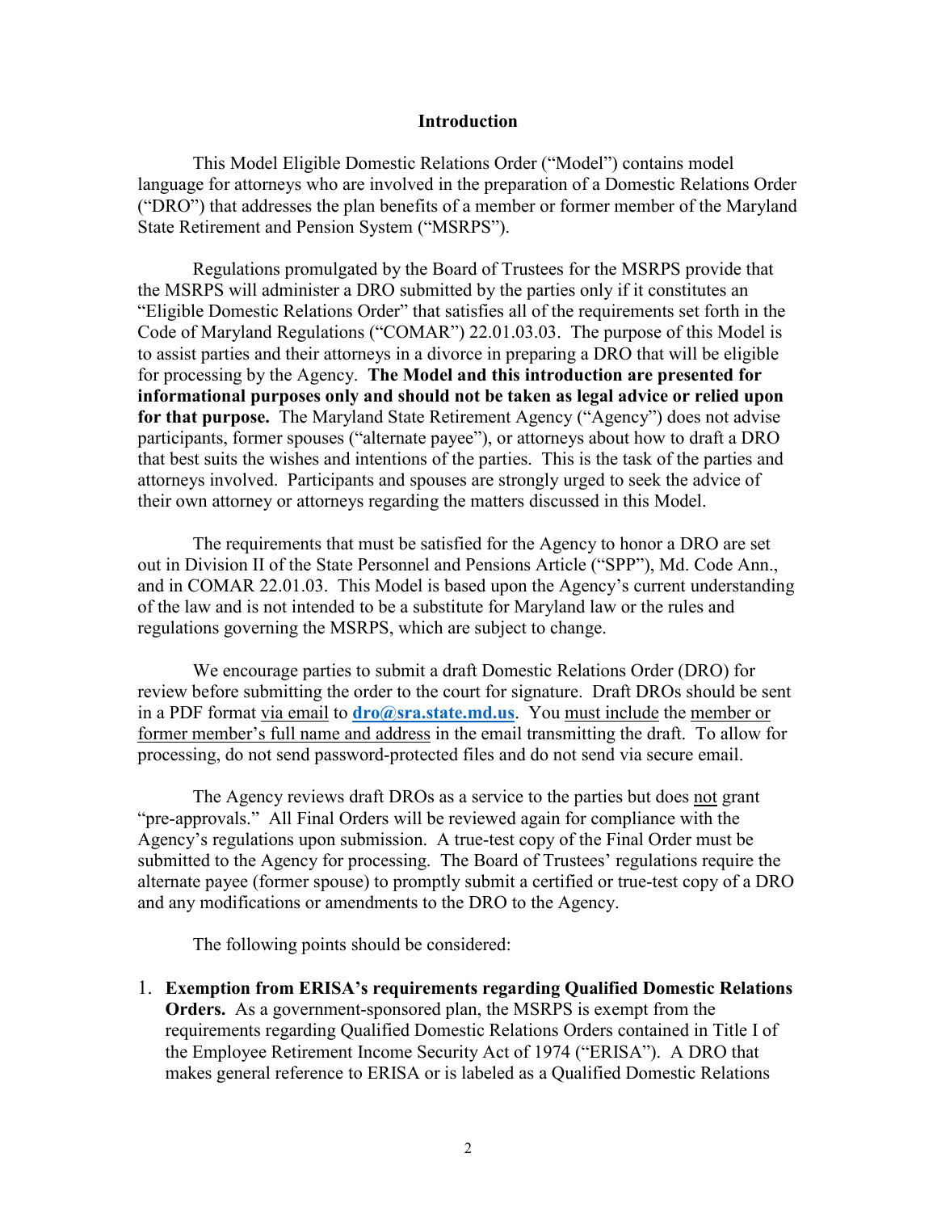## Introduction

This Model Eligible Domestic Relations Order ("Model") contains model language for attorneys who are involved in the preparation of a Domestic Relations Order ("DRO") that addresses the plan benefits of a member or former member of the Maryland State Retirement and Pension System ("MSRPS").

Regulations promulgated by the Board of Trustees for the MSRPS provide that the MSRPS will administer a DRO submitted by the parties only if it constitutes an "Eligible Domestic Relations Order" that satisfies all of the requirements set forth in the Code of Maryland Regulations ("COMAR") 22.01.03.03. The purpose of this Model is to assist parties and their attorneys in a divorce in preparing a DRO that will be eligible for processing by the Agency. **The Model and this introduction are presented for informational purposes only and should not be taken as legal advice or relied upon for that purpose.** The Maryland State Retirement Agency ("Agency") does not advise participants, former spouses ("alternate payee"), or attorneys about how to draft a DRO that best suits the wishes and intentions of the parties. This is the task of the parties and attorneys involved. Participants and spouses are strongly urged to seek the advice of their own attorney or attorneys regarding the matters discussed in this Model.

The requirements that must be satisfied for the Agency to honor a DRO are set out in Division II of the State Personnel and Pensions Article ("SPP"), Md. Code Ann., and in COMAR 22.01.03. This Model is based upon the Agency's current understanding of the law and is not intended to be a substitute for Maryland law or the rules and regulations governing the MSRPS, which are subject to change.

We encourage parties to submit a draft Domestic Relations Order (DRO) for review before submitting the order to the court for signature. Draft DROs should be sent in a PDF format via email to **dro@sra.state.md.us**. You must include the member or former member's full name and address in the email transmitting the draft. To allow for processing, do not send password-protected files and do not send via secure email.

The Agency reviews draft DROs as a service to the parties but does not grant "pre-approvals." All Final Orders will be reviewed again for compliance with the Agency's regulations upon submission. A true-test copy of the Final Order must be submitted to the Agency for processing. The Board of Trustees' regulations require the alternate payee (former spouse) to promptly submit a certified or true-test copy of a DRO and any modifications or amendments to the DRO to the Agency.

The following points should be considered:

1. **Exemption from ERISA's requirements regarding Qualified Domestic Relations Orders.** As a government-sponsored plan, the MSRPS is exempt from the requirements regarding Qualified Domestic Relations Orders contained in Title I of the Employee Retirement Income Security Act of 1974 ("ERISA"). A DRO that makes general reference to ERISA or is labeled as a Qualified Domestic Relations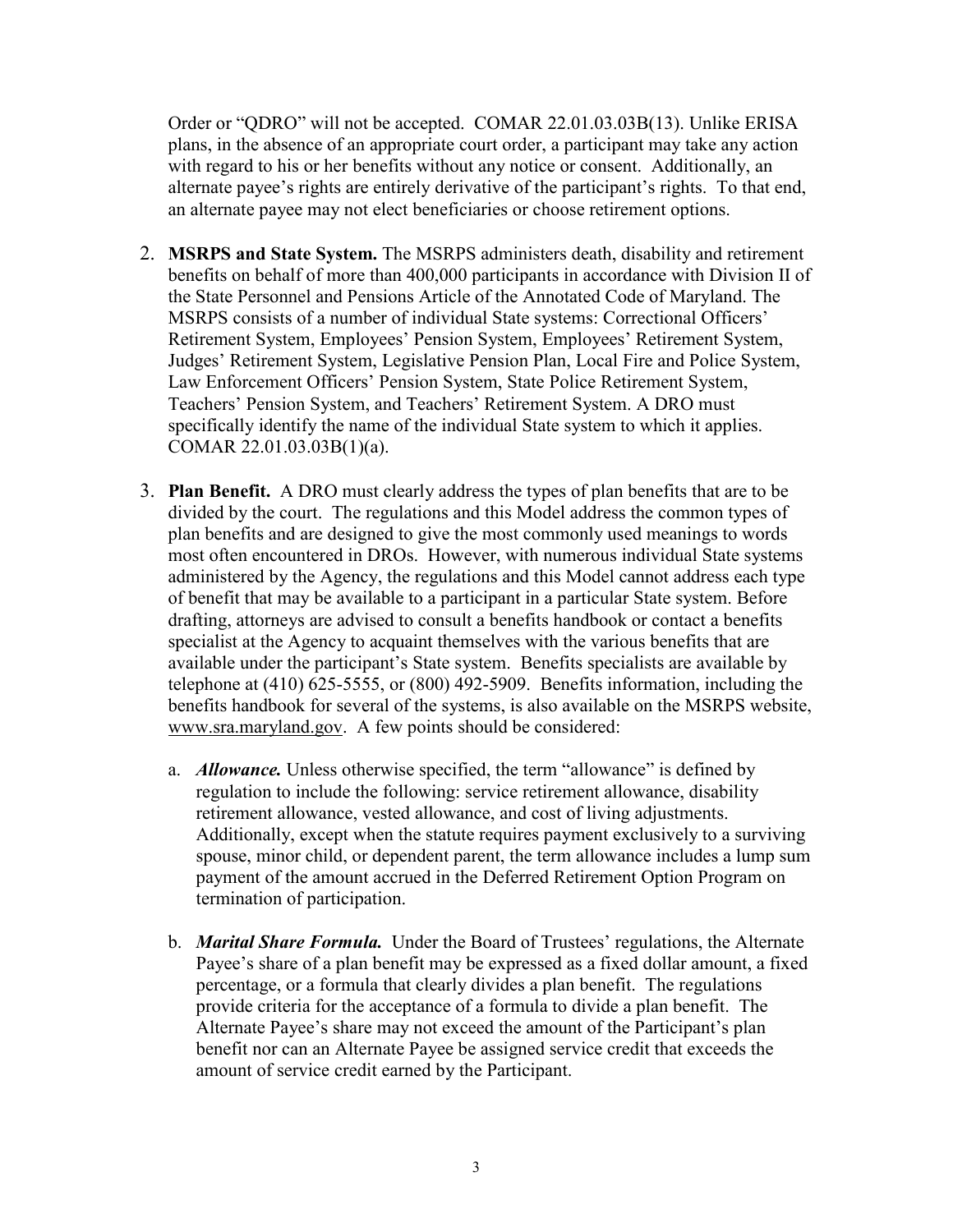Order or "QDRO" will not be accepted. COMAR 22.01.03.03B(13). Unlike ERISA plans, in the absence of an appropriate court order, a participant may take any action with regard to his or her benefits without any notice or consent. Additionally, an alternate payee's rights are entirely derivative of the participant's rights. To that end, an alternate payee may not elect beneficiaries or choose retirement options.

2. **MSRPS and State System.** The MSRPS administers death, disability and retirement benefits on behalf of more than 400,000 participants in accordance with Division II of the State Personnel and Pensions Article of the Annotated Code of Maryland. The MSRPS consists of a number of individual State systems: Correctional Officers' Retirement System, Employees' Pension System, Employees' Retirement System, Judges' Retirement System, Legislative Pension Plan, Local Fire and Police System, Law Enforcement Officers' Pension System, State Police Retirement System, Teachers' Pension System, and Teachers' Retirement System. A DRO must specifically identify the name of the individual State system to which it applies. COMAR 22.01.03.03B(1)(a).

3. **Plan Benefit.** A DRO must clearly address the types of plan benefits that are to be divided by the court. The regulations and this Model address the common types of plan benefits and are designed to give the most commonly used meanings to words most often encountered in DROs. However, with numerous individual State systems administered by the Agency, the regulations and this Model cannot address each type of benefit that may be available to a participant in a particular State system. Before drafting, attorneys are advised to consult a benefits handbook or contact a benefits specialist at the Agency to acquaint themselves with the various benefits that are available under the participant's State system. Benefits specialists are available by telephone at (410) 625-5555, or (800) 492-5909. Benefits information, including the benefits handbook for several of the systems, is also available on the MSRPS website, www.sra.maryland.gov. A few points should be considered:

   a. ***Allowance.*** Unless otherwise specified, the term "allowance" is defined by regulation to include the following: service retirement allowance, disability retirement allowance, vested allowance, and cost of living adjustments. Additionally, except when the statute requires payment exclusively to a surviving spouse, minor child, or dependent parent, the term allowance includes a lump sum payment of the amount accrued in the Deferred Retirement Option Program on termination of participation.

   b. ***Marital Share Formula.*** Under the Board of Trustees' regulations, the Alternate Payee's share of a plan benefit may be expressed as a fixed dollar amount, a fixed percentage, or a formula that clearly divides a plan benefit. The regulations provide criteria for the acceptance of a formula to divide a plan benefit. The Alternate Payee's share may not exceed the amount of the Participant's plan benefit nor can an Alternate Payee be assigned service credit that exceeds the amount of service credit earned by the Participant.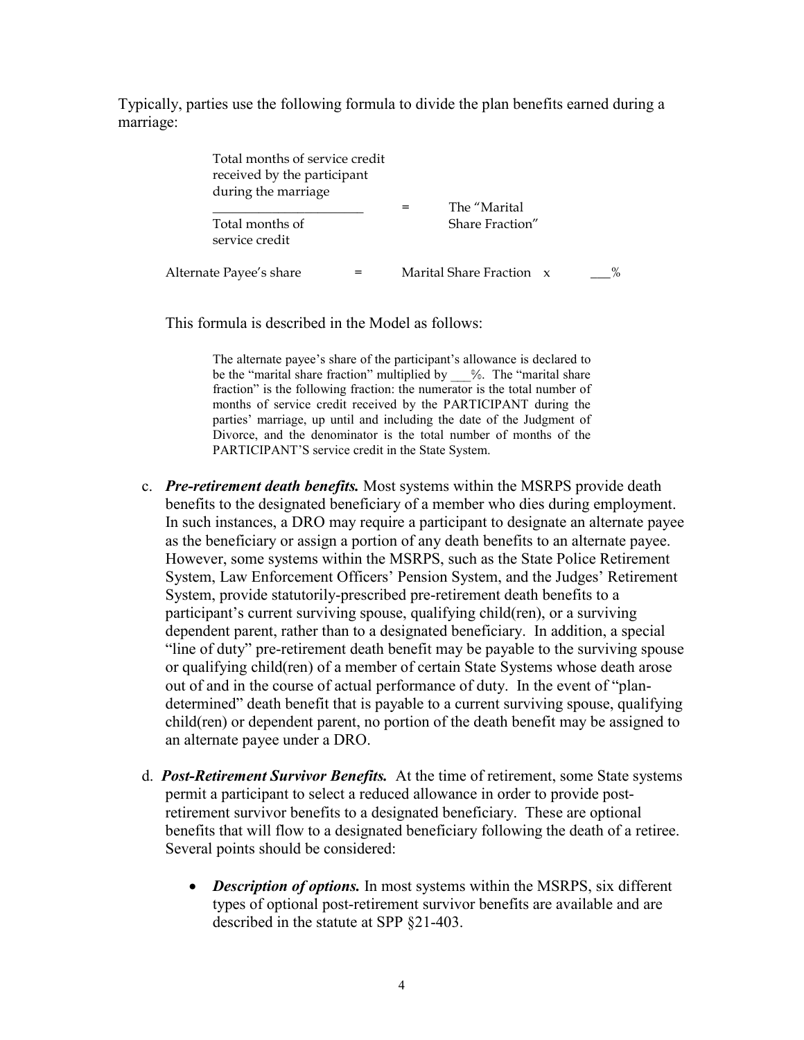Typically, parties use the following formula to divide the plan benefits earned during a marriage:

$$\frac{\text{Total months of service credit received by the participant during the marriage}}{\text{Total months of service credit}} = \text{The "Marital Share Fraction"}$$

$$\text{Alternate Payee's share} = \text{Marital Share Fraction} \times \_\_\_\%$$

This formula is described in the Model as follows:

> The alternate payee's share of the participant's allowance is declared to be the "marital share fraction" multiplied by ___%. The "marital share fraction" is the following fraction: the numerator is the total number of months of service credit received by the PARTICIPANT during the parties' marriage, up until and including the date of the Judgment of Divorce, and the denominator is the total number of months of the PARTICIPANT'S service credit in the State System.

c. ***Pre-retirement death benefits.*** Most systems within the MSRPS provide death benefits to the designated beneficiary of a member who dies during employment. In such instances, a DRO may require a participant to designate an alternate payee as the beneficiary or assign a portion of any death benefits to an alternate payee. However, some systems within the MSRPS, such as the State Police Retirement System, Law Enforcement Officers' Pension System, and the Judges' Retirement System, provide statutorily-prescribed pre-retirement death benefits to a participant's current surviving spouse, qualifying child(ren), or a surviving dependent parent, rather than to a designated beneficiary. In addition, a special "line of duty" pre-retirement death benefit may be payable to the surviving spouse or qualifying child(ren) of a member of certain State Systems whose death arose out of and in the course of actual performance of duty. In the event of "plan-determined" death benefit that is payable to a current surviving spouse, qualifying child(ren) or dependent parent, no portion of the death benefit may be assigned to an alternate payee under a DRO.

d. ***Post-Retirement Survivor Benefits.*** At the time of retirement, some State systems permit a participant to select a reduced allowance in order to provide post-retirement survivor benefits to a designated beneficiary. These are optional benefits that will flow to a designated beneficiary following the death of a retiree. Several points should be considered:

- ***Description of options.*** In most systems within the MSRPS, six different types of optional post-retirement survivor benefits are available and are described in the statute at SPP §21-403.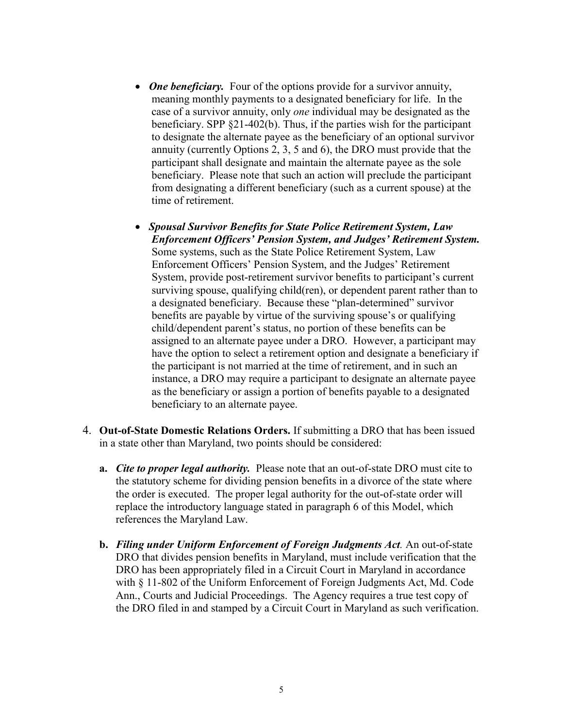- ***One beneficiary.*** Four of the options provide for a survivor annuity, meaning monthly payments to a designated beneficiary for life. In the case of a survivor annuity, only *one* individual may be designated as the beneficiary. SPP §21-402(b). Thus, if the parties wish for the participant to designate the alternate payee as the beneficiary of an optional survivor annuity (currently Options 2, 3, 5 and 6), the DRO must provide that the participant shall designate and maintain the alternate payee as the sole beneficiary. Please note that such an action will preclude the participant from designating a different beneficiary (such as a current spouse) at the time of retirement.

- ***Spousal Survivor Benefits for State Police Retirement System, Law Enforcement Officers' Pension System, and Judges' Retirement System.*** Some systems, such as the State Police Retirement System, Law Enforcement Officers' Pension System, and the Judges' Retirement System, provide post-retirement survivor benefits to participant's current surviving spouse, qualifying child(ren), or dependent parent rather than to a designated beneficiary. Because these "plan-determined" survivor benefits are payable by virtue of the surviving spouse's or qualifying child/dependent parent's status, no portion of these benefits can be assigned to an alternate payee under a DRO. However, a participant may have the option to select a retirement option and designate a beneficiary if the participant is not married at the time of retirement, and in such an instance, a DRO may require a participant to designate an alternate payee as the beneficiary or assign a portion of benefits payable to a designated beneficiary to an alternate payee.

4. **Out-of-State Domestic Relations Orders.** If submitting a DRO that has been issued in a state other than Maryland, two points should be considered:

   **a.** ***Cite to proper legal authority.*** Please note that an out-of-state DRO must cite to the statutory scheme for dividing pension benefits in a divorce of the state where the order is executed. The proper legal authority for the out-of-state order will replace the introductory language stated in paragraph 6 of this Model, which references the Maryland Law.

   **b.** ***Filing under Uniform Enforcement of Foreign Judgments Act.*** An out-of-state DRO that divides pension benefits in Maryland, must include verification that the DRO has been appropriately filed in a Circuit Court in Maryland in accordance with § 11-802 of the Uniform Enforcement of Foreign Judgments Act, Md. Code Ann., Courts and Judicial Proceedings. The Agency requires a true test copy of the DRO filed in and stamped by a Circuit Court in Maryland as such verification.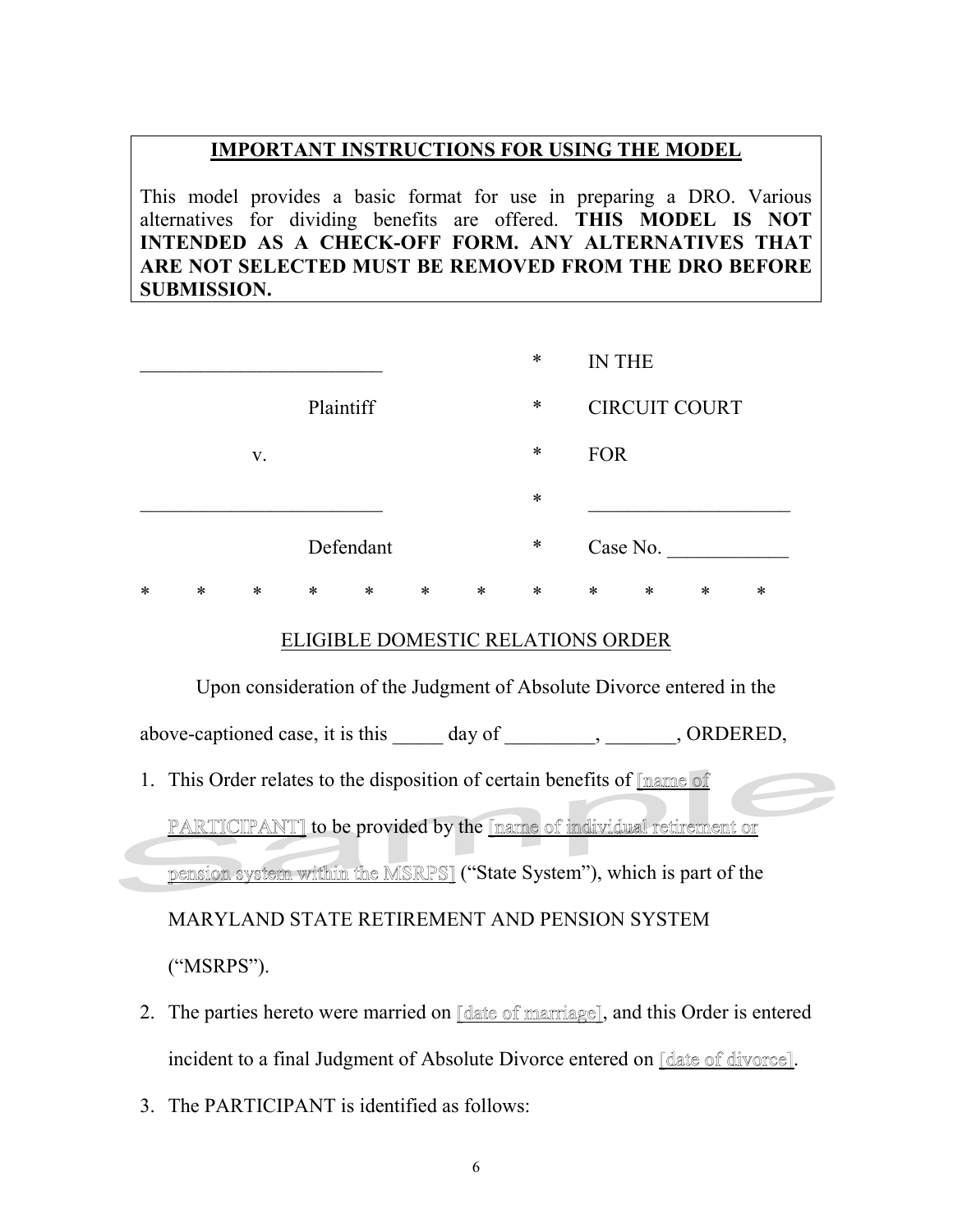**IMPORTANT INSTRUCTIONS FOR USING THE MODEL**

This model provides a basic format for use in preparing a DRO. Various alternatives for dividing benefits are offered. **THIS MODEL IS NOT INTENDED AS A CHECK-OFF FORM. ANY ALTERNATIVES THAT ARE NOT SELECTED MUST BE REMOVED FROM THE DRO BEFORE SUBMISSION.**

| | | |
|---|---|---|
| _________________________ | * | IN THE |
| Plaintiff | * | CIRCUIT COURT |
| v. | * | FOR |
| _________________________ | * | _____________________ |
| Defendant | * | Case No. ____________ |

\* &nbsp; * &nbsp; * &nbsp; * &nbsp; * &nbsp; * &nbsp; * &nbsp; * &nbsp; * &nbsp; * &nbsp; * &nbsp; *

ELIGIBLE DOMESTIC RELATIONS ORDER

Upon consideration of the Judgment of Absolute Divorce entered in the above-captioned case, it is this _____ day of _________, _______, ORDERED,

1. This Order relates to the disposition of certain benefits of [name of PARTICIPANT] to be provided by the [name of individual retirement or pension system within the MSRPS] ("State System"), which is part of the MARYLAND STATE RETIREMENT AND PENSION SYSTEM ("MSRPS").
2. The parties hereto were married on [date of marriage], and this Order is entered incident to a final Judgment of Absolute Divorce entered on [date of divorce].
3. The PARTICIPANT is identified as follows: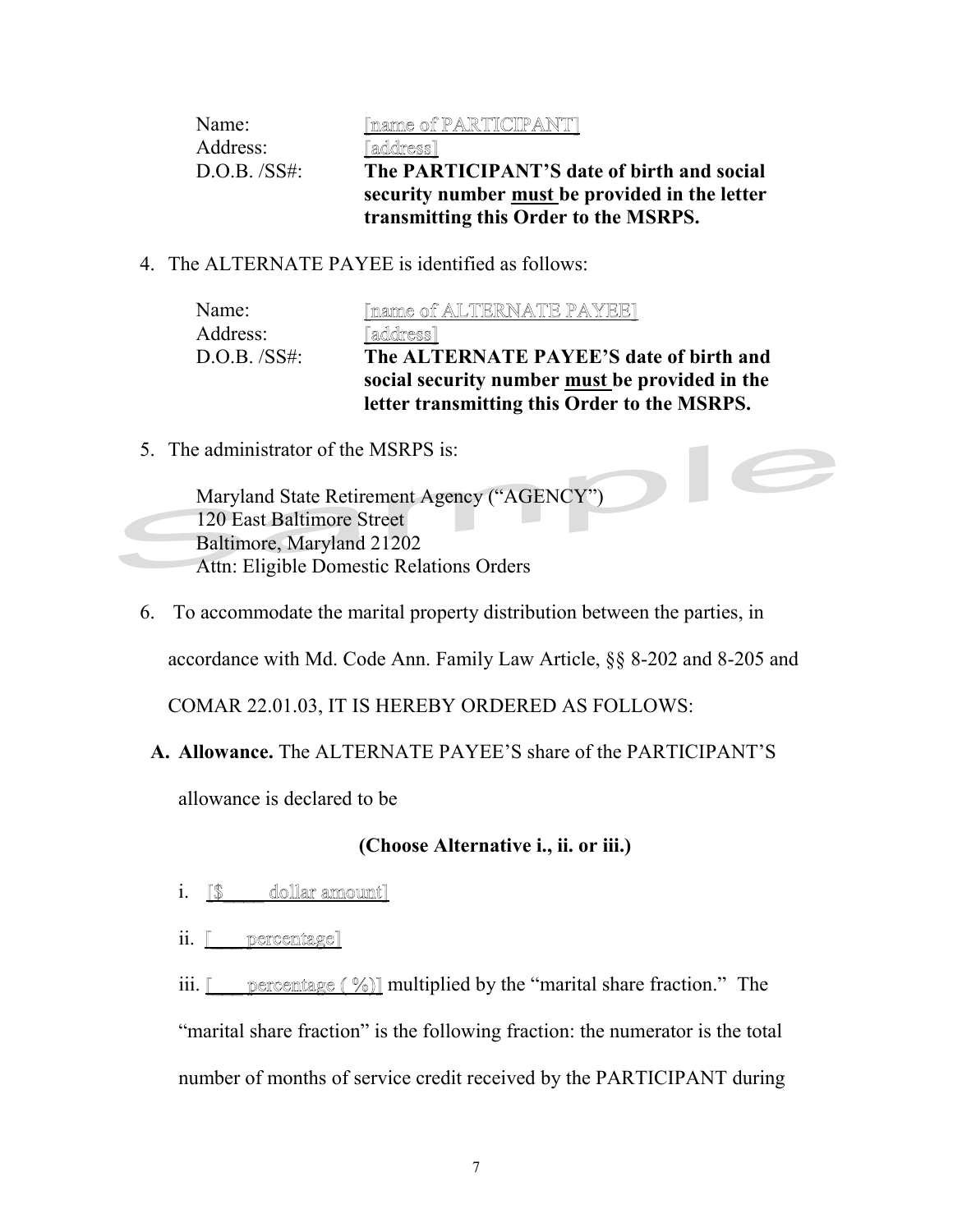Name: [name of PARTICIPANT]
Address: [address]
D.O.B. /SS#: **The PARTICIPANT'S date of birth and social security number <u>must</u> be provided in the letter transmitting this Order to the MSRPS.**

4. The ALTERNATE PAYEE is identified as follows:

   Name: [name of ALTERNATE PAYEE]
   Address: [address]
   D.O.B. /SS#: **The ALTERNATE PAYEE'S date of birth and social security number <u>must</u> be provided in the letter transmitting this Order to the MSRPS.**

5. The administrator of the MSRPS is:

   Maryland State Retirement Agency ("AGENCY")
   120 East Baltimore Street
   Baltimore, Maryland 21202
   Attn: Eligible Domestic Relations Orders

6. To accommodate the marital property distribution between the parties, in accordance with Md. Code Ann. Family Law Article, §§ 8-202 and 8-205 and COMAR 22.01.03, IT IS HEREBY ORDERED AS FOLLOWS:

   **A. Allowance.** The ALTERNATE PAYEE'S share of the PARTICIPANT'S allowance is declared to be

   **(Choose Alternative i., ii. or iii.)**

   i. [$____ dollar amount]

   ii. [____ percentage]

   iii. [____ percentage ( %)] multiplied by the "marital share fraction." The "marital share fraction" is the following fraction: the numerator is the total number of months of service credit received by the PARTICIPANT during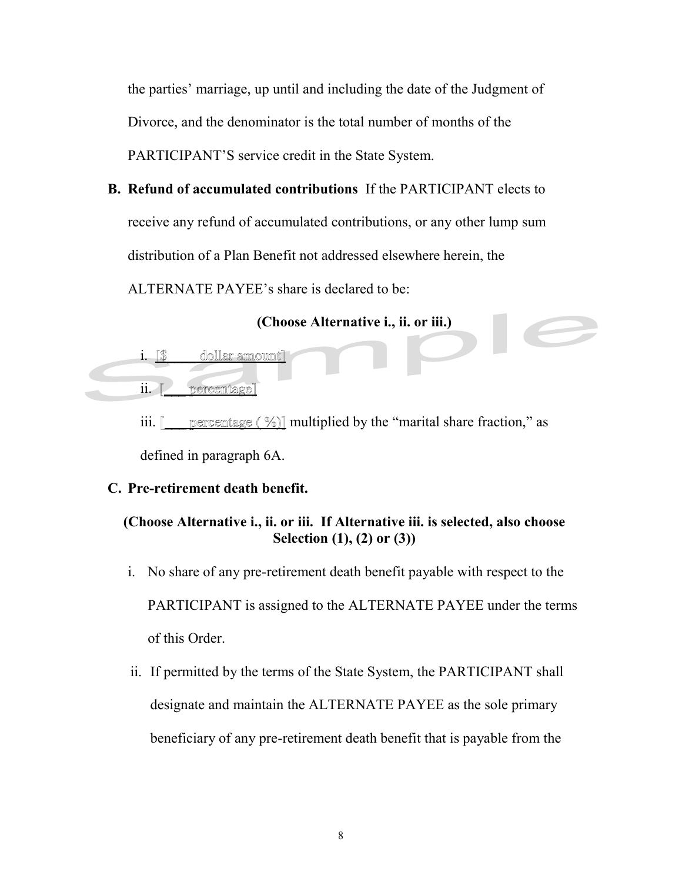the parties' marriage, up until and including the date of the Judgment of Divorce, and the denominator is the total number of months of the PARTICIPANT'S service credit in the State System.

**B. Refund of accumulated contributions** If the PARTICIPANT elects to receive any refund of accumulated contributions, or any other lump sum distribution of a Plan Benefit not addressed elsewhere herein, the ALTERNATE PAYEE's share is declared to be:

**(Choose Alternative i., ii. or iii.)**

i. [$\_\_\_\_ dollar amount]

ii. [\_\_\_ percentage]

iii. [\_\_\_ percentage ( %)] multiplied by the "marital share fraction," as defined in paragraph 6A.

**C. Pre-retirement death benefit.**

**(Choose Alternative i., ii. or iii. If Alternative iii. is selected, also choose Selection (1), (2) or (3))**

i. No share of any pre-retirement death benefit payable with respect to the PARTICIPANT is assigned to the ALTERNATE PAYEE under the terms of this Order.

ii. If permitted by the terms of the State System, the PARTICIPANT shall designate and maintain the ALTERNATE PAYEE as the sole primary beneficiary of any pre-retirement death benefit that is payable from the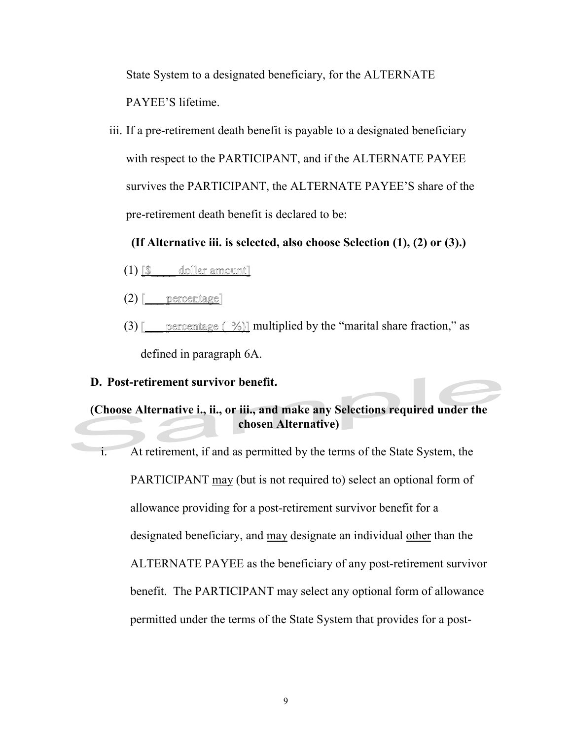State System to a designated beneficiary, for the ALTERNATE PAYEE'S lifetime.

iii. If a pre-retirement death benefit is payable to a designated beneficiary with respect to the PARTICIPANT, and if the ALTERNATE PAYEE survives the PARTICIPANT, the ALTERNATE PAYEE'S share of the pre-retirement death benefit is declared to be:

**(If Alternative iii. is selected, also choose Selection (1), (2) or (3).)**

(1) [$____ dollar amount]

(2) [___ percentage]

(3) [___ percentage ( %)] multiplied by the "marital share fraction," as defined in paragraph 6A.

**D. Post-retirement survivor benefit.**

**(Choose Alternative i., ii., or iii., and make any Selections required under the chosen Alternative)**

i. At retirement, if and as permitted by the terms of the State System, the PARTICIPANT may (but is not required to) select an optional form of allowance providing for a post-retirement survivor benefit for a designated beneficiary, and may designate an individual other than the ALTERNATE PAYEE as the beneficiary of any post-retirement survivor benefit. The PARTICIPANT may select any optional form of allowance permitted under the terms of the State System that provides for a post-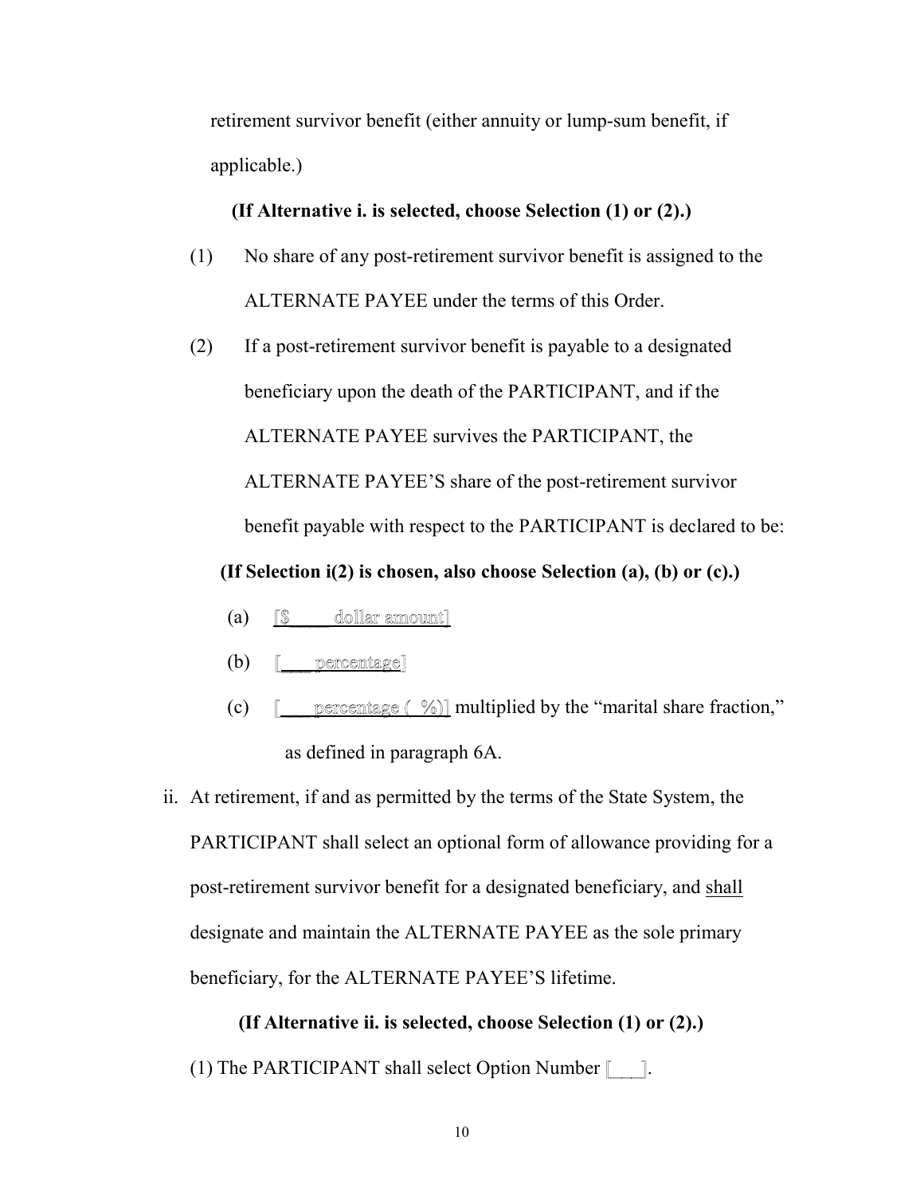retirement survivor benefit (either annuity or lump-sum benefit, if applicable.)

**(If Alternative i. is selected, choose Selection (1) or (2).)**

(1) No share of any post-retirement survivor benefit is assigned to the ALTERNATE PAYEE under the terms of this Order.

(2) If a post-retirement survivor benefit is payable to a designated beneficiary upon the death of the PARTICIPANT, and if the ALTERNATE PAYEE survives the PARTICIPANT, the ALTERNATE PAYEE'S share of the post-retirement survivor benefit payable with respect to the PARTICIPANT is declared to be:

**(If Selection i(2) is chosen, also choose Selection (a), (b) or (c).)**

(a) [$____ dollar amount]

(b) [___ percentage]

(c) [___ percentage ( %)] multiplied by the "marital share fraction," as defined in paragraph 6A.

ii. At retirement, if and as permitted by the terms of the State System, the PARTICIPANT shall select an optional form of allowance providing for a post-retirement survivor benefit for a designated beneficiary, and shall designate and maintain the ALTERNATE PAYEE as the sole primary beneficiary, for the ALTERNATE PAYEE'S lifetime.

**(If Alternative ii. is selected, choose Selection (1) or (2).)**

(1) The PARTICIPANT shall select Option Number [___].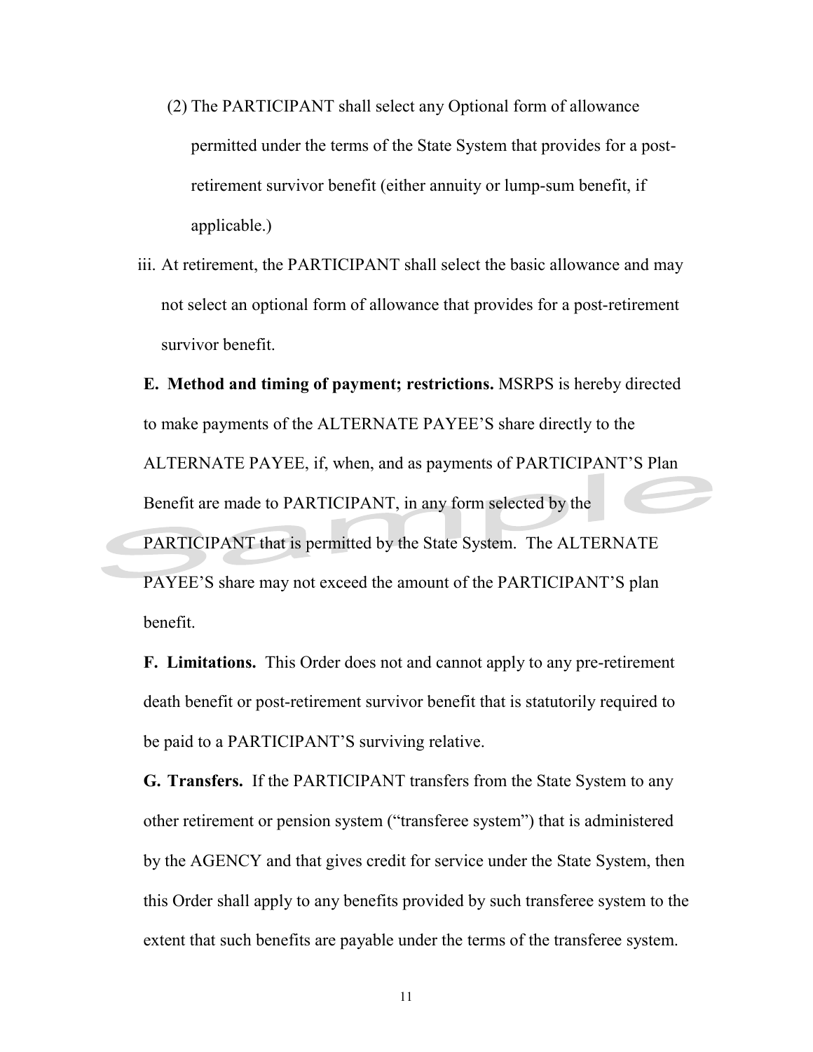(2) The PARTICIPANT shall select any Optional form of allowance permitted under the terms of the State System that provides for a post-retirement survivor benefit (either annuity or lump-sum benefit, if applicable.)

iii. At retirement, the PARTICIPANT shall select the basic allowance and may not select an optional form of allowance that provides for a post-retirement survivor benefit.

**E. Method and timing of payment; restrictions.** MSRPS is hereby directed to make payments of the ALTERNATE PAYEE'S share directly to the ALTERNATE PAYEE, if, when, and as payments of PARTICIPANT'S Plan Benefit are made to PARTICIPANT, in any form selected by the PARTICIPANT that is permitted by the State System. The ALTERNATE PAYEE'S share may not exceed the amount of the PARTICIPANT'S plan benefit.

**F. Limitations.** This Order does not and cannot apply to any pre-retirement death benefit or post-retirement survivor benefit that is statutorily required to be paid to a PARTICIPANT'S surviving relative.

**G. Transfers.** If the PARTICIPANT transfers from the State System to any other retirement or pension system ("transferee system") that is administered by the AGENCY and that gives credit for service under the State System, then this Order shall apply to any benefits provided by such transferee system to the extent that such benefits are payable under the terms of the transferee system.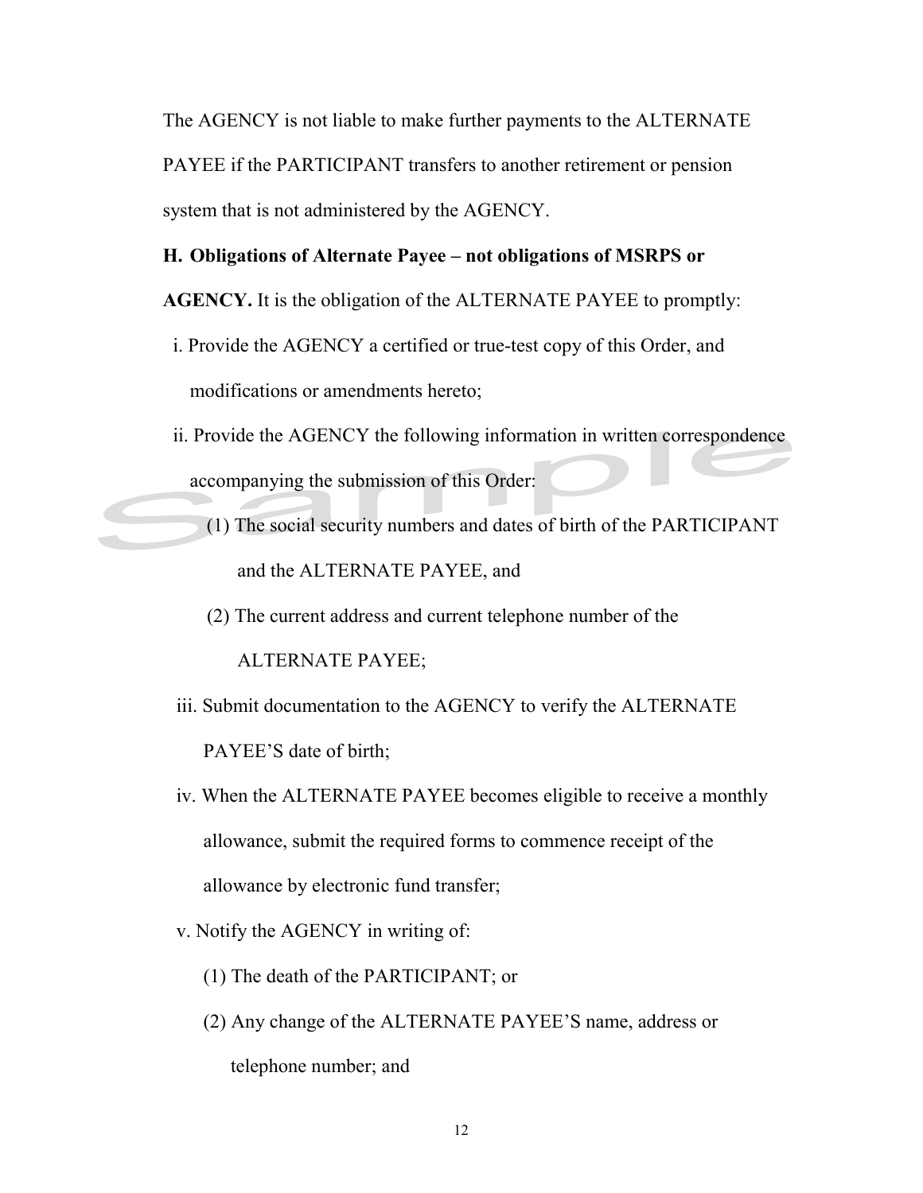The AGENCY is not liable to make further payments to the ALTERNATE PAYEE if the PARTICIPANT transfers to another retirement or pension system that is not administered by the AGENCY.

**H. Obligations of Alternate Payee – not obligations of MSRPS or AGENCY.** It is the obligation of the ALTERNATE PAYEE to promptly:

i. Provide the AGENCY a certified or true-test copy of this Order, and modifications or amendments hereto;

ii. Provide the AGENCY the following information in written correspondence accompanying the submission of this Order:

(1) The social security numbers and dates of birth of the PARTICIPANT and the ALTERNATE PAYEE, and

(2) The current address and current telephone number of the ALTERNATE PAYEE;

iii. Submit documentation to the AGENCY to verify the ALTERNATE PAYEE'S date of birth;

iv. When the ALTERNATE PAYEE becomes eligible to receive a monthly allowance, submit the required forms to commence receipt of the allowance by electronic fund transfer;

v. Notify the AGENCY in writing of:

(1) The death of the PARTICIPANT; or

(2) Any change of the ALTERNATE PAYEE'S name, address or telephone number; and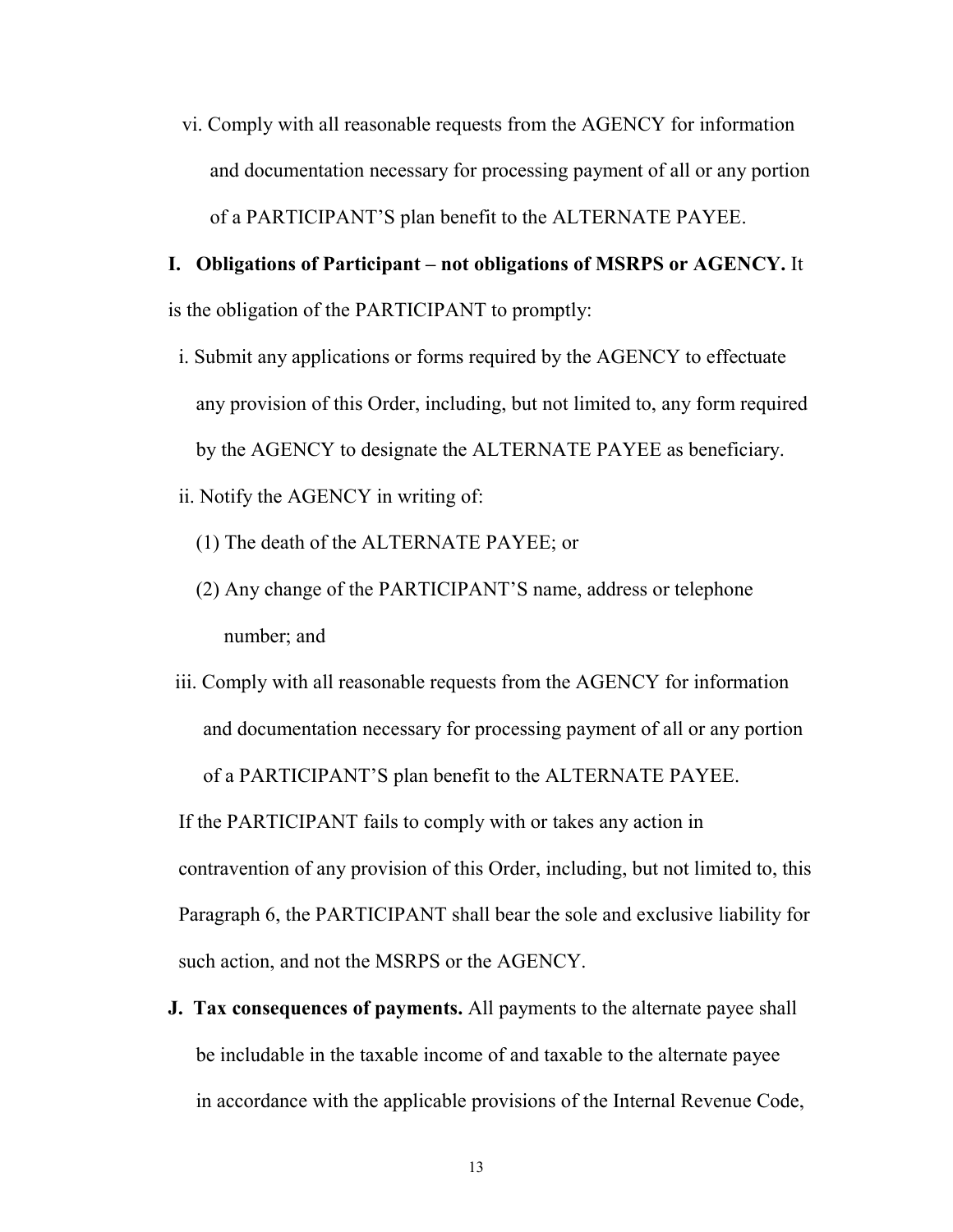vi. Comply with all reasonable requests from the AGENCY for information and documentation necessary for processing payment of all or any portion of a PARTICIPANT'S plan benefit to the ALTERNATE PAYEE.

**I. Obligations of Participant – not obligations of MSRPS or AGENCY.** It is the obligation of the PARTICIPANT to promptly:

i. Submit any applications or forms required by the AGENCY to effectuate any provision of this Order, including, but not limited to, any form required by the AGENCY to designate the ALTERNATE PAYEE as beneficiary.

ii. Notify the AGENCY in writing of:

(1) The death of the ALTERNATE PAYEE; or

(2) Any change of the PARTICIPANT'S name, address or telephone number; and

iii. Comply with all reasonable requests from the AGENCY for information and documentation necessary for processing payment of all or any portion of a PARTICIPANT'S plan benefit to the ALTERNATE PAYEE.

If the PARTICIPANT fails to comply with or takes any action in contravention of any provision of this Order, including, but not limited to, this Paragraph 6, the PARTICIPANT shall bear the sole and exclusive liability for such action, and not the MSRPS or the AGENCY.

**J. Tax consequences of payments.** All payments to the alternate payee shall be includable in the taxable income of and taxable to the alternate payee in accordance with the applicable provisions of the Internal Revenue Code,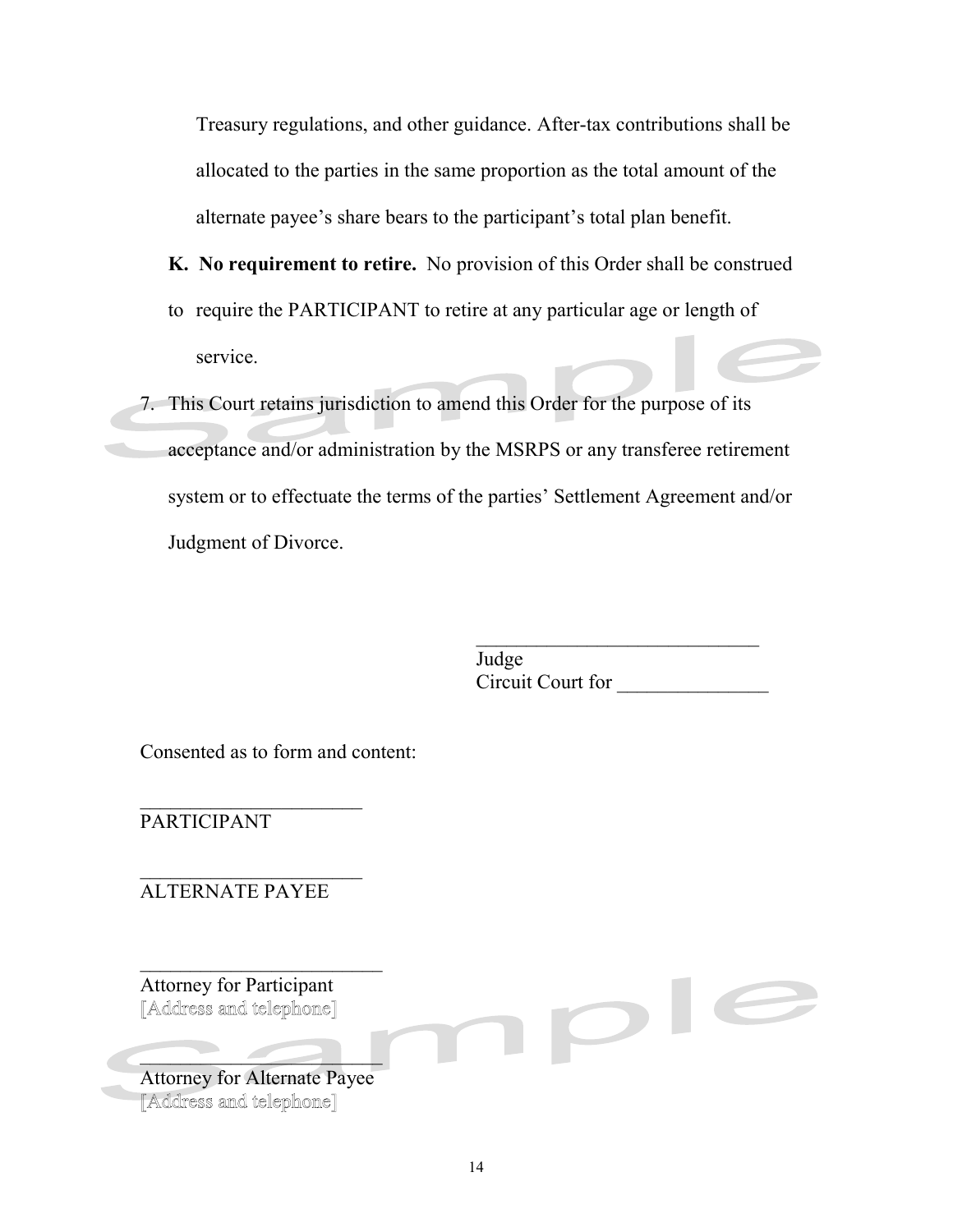Treasury regulations, and other guidance. After-tax contributions shall be allocated to the parties in the same proportion as the total amount of the alternate payee's share bears to the participant's total plan benefit.

**K. No requirement to retire.** No provision of this Order shall be construed to require the PARTICIPANT to retire at any particular age or length of service.

7. This Court retains jurisdiction to amend this Order for the purpose of its acceptance and/or administration by the MSRPS or any transferee retirement system or to effectuate the terms of the parties' Settlement Agreement and/or Judgment of Divorce.

_____________________________
Judge
Circuit Court for _______________

Consented as to form and content:

_______________________
PARTICIPANT

_______________________
ALTERNATE PAYEE

_________________________
Attorney for Participant
[Address and telephone]

_________________________
Attorney for Alternate Payee
[Address and telephone]